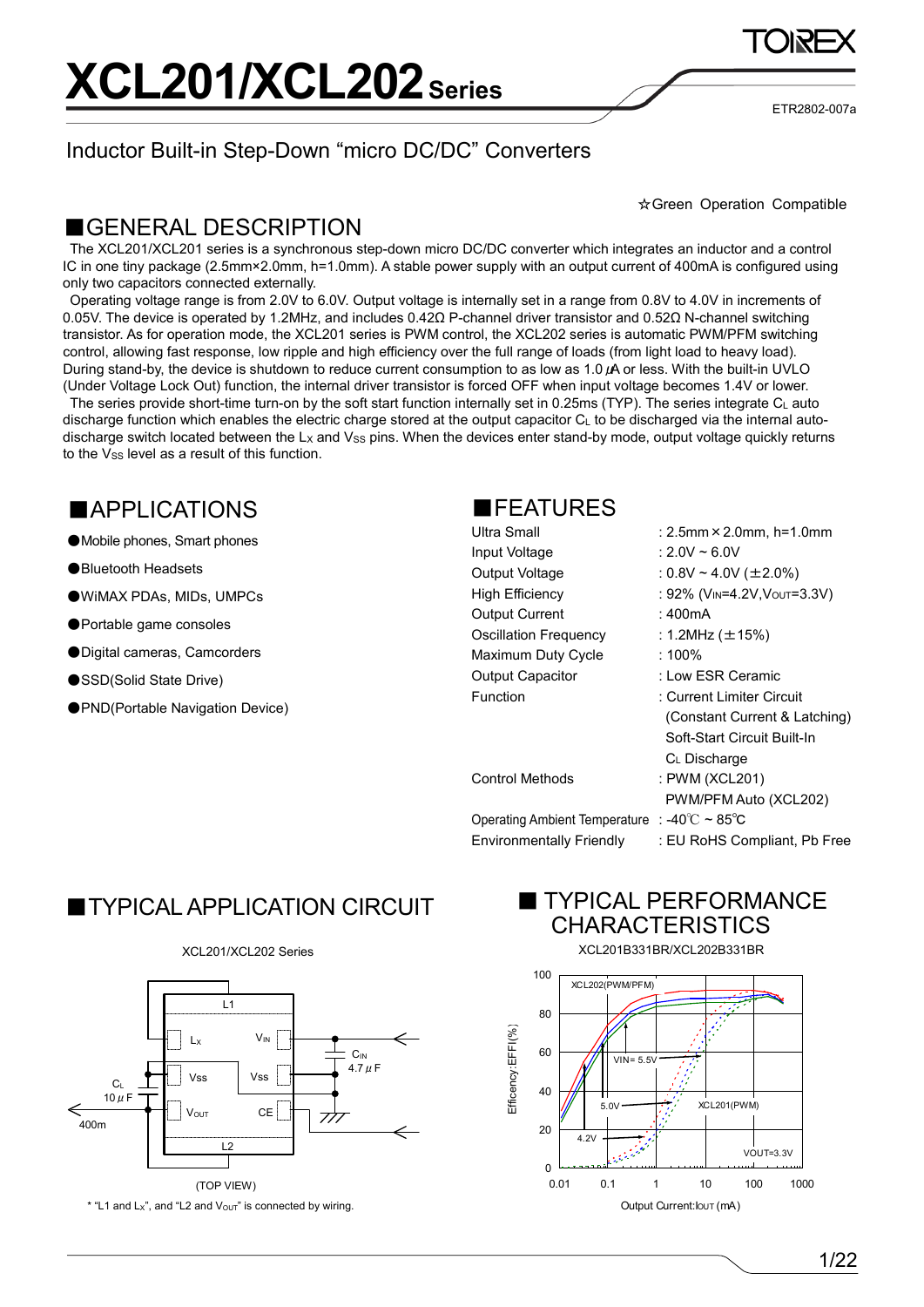# XCL201/XCL202 Series

ETR2802-007a

## Inductor Built-in Step-Down "micro DC/DC" Converters

☆Green Operation Compatible

## ■GENERAL DESCRIPTION

The XCL201/XCL201 series is a synchronous step-down micro DC/DC converter which integrates an inductor and a control IC in one tiny package (2.5mm×2.0mm, h=1.0mm). A stable power supply with an output current of 400mA is configured using only two capacitors connected externally.

Operating voltage range is from 2.0V to 6.0V. Output voltage is internally set in a range from 0.8V to 4.0V in increments of 0.05V. The device is operated by 1.2MHz, and includes 0.42Ω P-channel driver transistor and 0.52Ω N-channel switching transistor. As for operation mode, the XCL201 series is PWM control, the XCL202 series is automatic PWM/PFM switching control, allowing fast response, low ripple and high efficiency over the full range of loads (from light load to heavy load). During stand-by, the device is shutdown to reduce current consumption to as low as 1.0 μA or less. With the built-in UVLO (Under Voltage Lock Out) function, the internal driver transistor is forced OFF when input voltage becomes 1.4V or lower.

The series provide short-time turn-on by the soft start function internally set in 0.25ms (TYP). The series integrate $C_L$ auto discharge function which enables the electric charge stored at the output capacitor $C_L$ to be discharged via the internal auto-discharge switch located between the $L_X$ and $V_{SS}$ pins. When the devices enter stand-by mode, output voltage quickly returns to the $V_{SS}$ level as a result of this function.

## ■APPLICATIONS

- ●Mobile phones, Smart phones
- ●Bluetooth Headsets
- ●WiMAX PDAs, MIDs, UMPCs
- ●Portable game consoles
- ●Digital cameras, Camcorders
- ●SSD(Solid State Drive)
- ●PND(Portable Navigation Device)

## ■FEATURES

| | |
|---|---|
| Ultra Small | : 2.5mm × 2.0mm, h=1.0mm |
| Input Voltage | : 2.0V ~ 6.0V |
| Output Voltage | : 0.8V ~ 4.0V (±2.0%) |
| High Efficiency | : 92% ($V_{IN}$=4.2V,$V_{OUT}$=3.3V) |
| Output Current | : 400mA |
| Oscillation Frequency | : 1.2MHz (±15%) |
| Maximum Duty Cycle | : 100% |
| Output Capacitor | : Low ESR Ceramic |
| Function | : Current Limiter Circuit (Constant Current & Latching) Soft-Start Circuit Built-In $C_L$ Discharge |
| Control Methods | : PWM (XCL201) PWM/PFM Auto (XCL202) |
| Operating Ambient Temperature | : -40℃ ~ 85℃ |
| Environmentally Friendly | : EU RoHS Compliant, Pb Free |

## ■TYPICAL APPLICATION CIRCUIT

XCL201/XCL202 Series

(TOP VIEW)

\* "L1 and $L_X$", and "L2 and $V_{OUT}$" is connected by wiring.

## ■ TYPICAL PERFORMANCE CHARACTERISTICS

XCL201B331BR/XCL202B331BR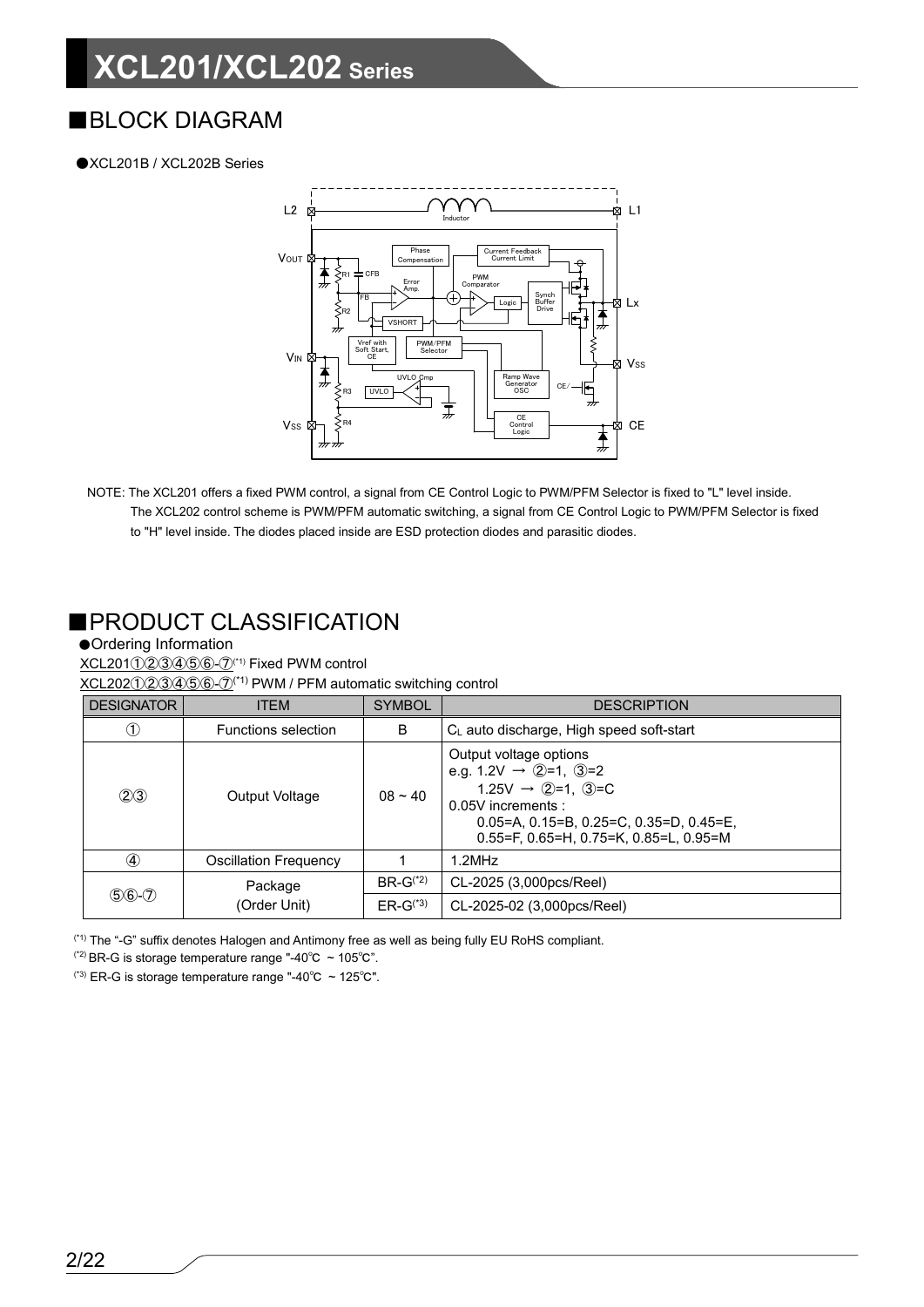## ■BLOCK DIAGRAM

●XCL201B / XCL202B Series

NOTE: The XCL201 offers a fixed PWM control, a signal from CE Control Logic to PWM/PFM Selector is fixed to "L" level inside. The XCL202 control scheme is PWM/PFM automatic switching, a signal from CE Control Logic to PWM/PFM Selector is fixed to "H" level inside. The diodes placed inside are ESD protection diodes and parasitic diodes.

## ■PRODUCT CLASSIFICATION

●Ordering Information

XCL201①②③④⑤⑥-⑦[*1] Fixed PWM control

XCL202①②③④⑤⑥-⑦[*1] PWM / PFM automatic switching control

| DESIGNATOR | ITEM | SYMBOL | DESCRIPTION |
|---|---|---|---|
| ① | Functions selection | B | $C_L$ auto discharge, High speed soft-start |
| ②③ | Output Voltage | 08 ~ 40 | Output voltage options<br>e.g. 1.2V → ②=1, ③=2<br>1.25V → ②=1, ③=C<br>0.05V increments :<br>0.05=A, 0.15=B, 0.25=C, 0.35=D, 0.45=E,<br>0.55=F, 0.65=H, 0.75=K, 0.85=L, 0.95=M |
| ④ | Oscillation Frequency | 1 | 1.2MHz |
| ⑤⑥-⑦ | Package<br>(Order Unit) | BR-G[*2] | CL-2025 (3,000pcs/Reel) |
| | | ER-G[*3] | CL-2025-02 (3,000pcs/Reel) |

[*1] The "-G" suffix denotes Halogen and Antimony free as well as being fully EU RoHS compliant.

[*2] BR-G is storage temperature range "-40°C ~ 105°C".

[*3] ER-G is storage temperature range "-40°C ~ 125°C".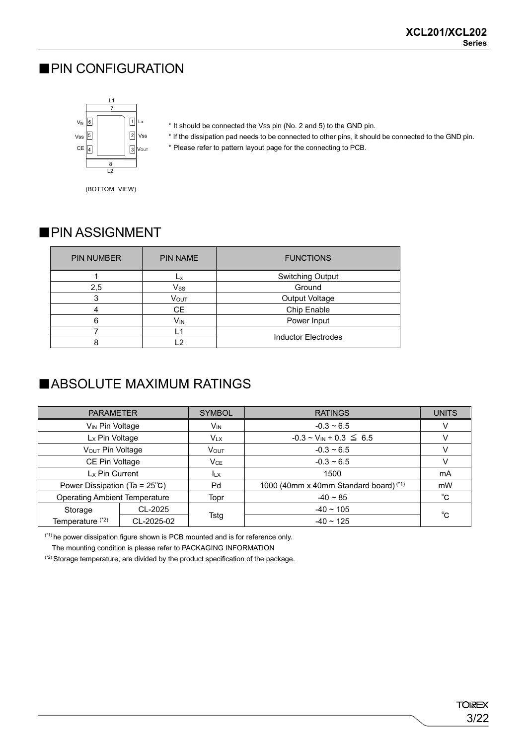## ■PIN CONFIGURATION

(BOTTOM VIEW)

* It should be connected the Vss pin (No. 2 and 5) to the GND pin.
* If the dissipation pad needs to be connected to other pins, it should be connected to the GND pin.
* Please refer to pattern layout page for the connecting to PCB.

## ■PIN ASSIGNMENT

| PIN NUMBER | PIN NAME | FUNCTIONS |
|---|---|---|
| 1 | $L_x$ | Switching Output |
| 2,5 | $V_{SS}$ | Ground |
| 3 | $V_{OUT}$ | Output Voltage |
| 4 | CE | Chip Enable |
| 6 | $V_{IN}$ | Power Input |
| 7 | L1 | Inductor Electrodes |
| 8 | L2 | |

## ■ABSOLUTE MAXIMUM RATINGS

| PARAMETER | | SYMBOL | RATINGS | UNITS |
|---|---|---|---|---|
| $V_{IN}$ Pin Voltage | | $V_{IN}$ | -0.3 ~ 6.5 | V |
| $L_X$ Pin Voltage | | $V_{LX}$ | -0.3 ~ $V_{IN}$ + 0.3 ≦ 6.5 | V |
| $V_{OUT}$ Pin Voltage | | $V_{OUT}$ | -0.3 ~ 6.5 | V |
| CE Pin Voltage | | $V_{CE}$ | -0.3 ~ 6.5 | V |
| $L_X$ Pin Current | | $I_{LX}$ | 1500 | mA |
| Power Dissipation (Ta = 25℃) | | Pd | 1000 (40mm x 40mm Standard board) (*1) | mW |
| Operating Ambient Temperature | | Topr | -40 ~ 85 | ℃ |
| Storage Temperature (*2) | CL-2025 | Tstg | -40 ~ 105 | ℃ |
| | CL-2025-02 | | -40 ~ 125 | |

(*1) he power dissipation figure shown is PCB mounted and is for reference only.
The mounting condition is please refer to PACKAGING INFORMATION

(*2) Storage temperature, are divided by the product specification of the package.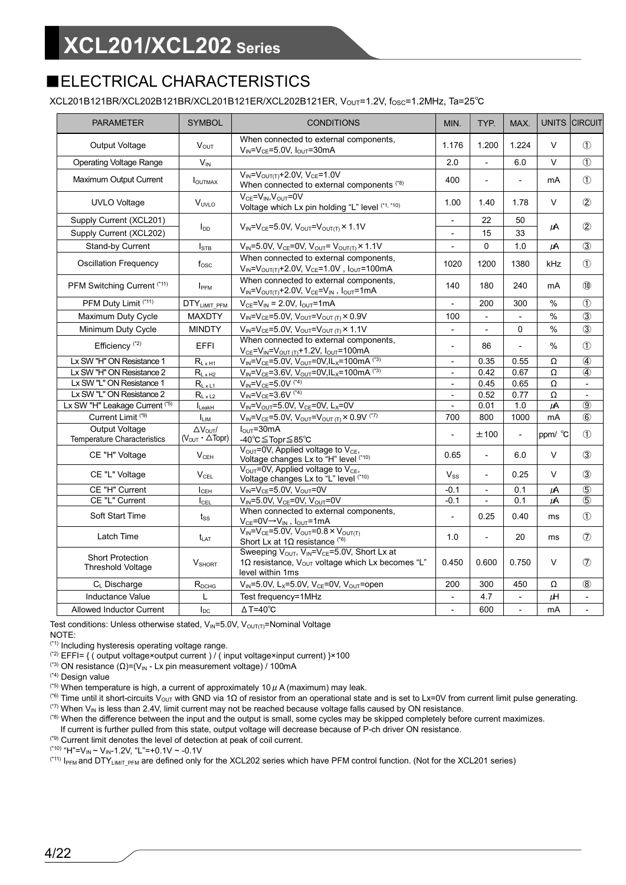## ■ELECTRICAL CHARACTERISTICS

XCL201B121BR/XCL202B121BR/XCL201B121ER/XCL202B121ER, $V_{OUT}$=1.2V, $f_{OSC}$=1.2MHz, Ta=25℃

| PARAMETER | SYMBOL | CONDITIONS | MIN. | TYP. | MAX. | UNITS | CIRCUIT |
|---|---|---|---|---|---|---|---|
| Output Voltage | $V_{OUT}$ | When connected to external components, $V_{IN}$=$V_{CE}$=5.0V, $I_{OUT}$=30mA | 1.176 | 1.200 | 1.224 | V | ① |
| Operating Voltage Range | $V_{IN}$ | | 2.0 | - | 6.0 | V | ① |
| Maximum Output Current | $I_{OUTMAX}$ | $V_{IN}$=$V_{OUT(T)}$+2.0V, $V_{CE}$=1.0V When connected to external components (*8) | 400 | - | - | mA | ① |
| UVLO Voltage | $V_{UVLO}$ | $V_{CE}$=$V_{IN}$, $V_{OUT}$=0V Voltage which Lx pin holding "L" level (*1, *10) | 1.00 | 1.40 | 1.78 | V | ② |
| Supply Current (XCL201) | $I_{DD}$ | $V_{IN}$=$V_{CE}$=5.0V, $V_{OUT}$=$V_{OUT(T)}$×1.1V | - | 22 | 50 | μA | ② |
| Supply Current (XCL202) | | | - | 15 | 33 | | |
| Stand-by Current | $I_{STB}$ | $V_{IN}$=5.0V, $V_{CE}$=0V, $V_{OUT}$= $V_{OUT(T)}$×1.1V | - | 0 | 1.0 | μA | ③ |
| Oscillation Frequency | $f_{OSC}$ | When connected to external components, $V_{IN}$=$V_{OUT(T)}$+2.0V, $V_{CE}$=1.0V , $I_{OUT}$=100mA | 1020 | 1200 | 1380 | kHz | ① |
| PFM Switching Current (*11) | $I_{PFM}$ | When connected to external components, $V_{IN}$=$V_{OUT(T)}$+2.0V, $V_{CE}$=$V_{IN}$ , $I_{OUT}$=1mA | 140 | 180 | 240 | mA | ⑩ |
| PFM Duty Limit (*11) | $DTY_{LIMIT\_PFM}$ | $V_{CE}$=$V_{IN}$ = 2.0V, $I_{OUT}$=1mA | - | 200 | 300 | % | ① |
| Maximum Duty Cycle | MAXDTY | $V_{IN}$=$V_{CE}$=5.0V, $V_{OUT}$=$V_{OUT(T)}$×0.9V | 100 | - | - | % | ③ |
| Minimum Duty Cycle | MINDTY | $V_{IN}$=$V_{CE}$=5.0V, $V_{OUT}$=$V_{OUT(T)}$×1.1V | - | - | 0 | % | ③ |
| Efficiency (*2) | EFFI | When connected to external components, $V_{CE}$=$V_{IN}$=$V_{OUT(T)}$+1.2V, $I_{OUT}$=100mA | - | 86 | - | % | ① |
| Lx SW "H" ON Resistance 1 | $R_{LxH1}$ | $V_{IN}$=$V_{CE}$=5.0V, $V_{OUT}$=0V, $IL_X$=100mA (*3) | - | 0.35 | 0.55 | Ω | ④ |
| Lx SW "H" ON Resistance 2 | $R_{LxH2}$ | $V_{IN}$=$V_{CE}$=3.6V, $V_{OUT}$=0V, $IL_X$=100mA (*3) | - | 0.42 | 0.67 | Ω | ④ |
| Lx SW "L" ON Resistance 1 | $R_{LxL1}$ | $V_{IN}$=$V_{CE}$=5.0V (*4) | - | 0.45 | 0.65 | Ω | - |
| Lx SW "L" ON Resistance 2 | $R_{LxL2}$ | $V_{IN}$=$V_{CE}$=3.6V (*4) | - | 0.52 | 0.77 | Ω | - |
| Lx SW "H" Leakage Current (*5) | $I_{LeakH}$ | $V_{IN}$=$V_{OUT}$=5.0V, $V_{CE}$=0V, $L_X$=0V | - | 0.01 | 1.0 | μA | ⑨ |
| Current Limit (*9) | $I_{LIM}$ | $V_{IN}$=$V_{CE}$=5.0V, $V_{OUT}$=$V_{OUT(T)}$×0.9V (*7) | 700 | 800 | 1000 | mA | ⑥ |
| Output Voltage Temperature Characteristics | $\Delta V_{OUT}$/ ($V_{OUT}$・$\Delta$Topr) | $I_{OUT}$=30mA -40℃≦Topr≦85℃ | - | ±100 | - | ppm/ ℃ | ① |
| CE "H" Voltage | $V_{CEH}$ | $V_{OUT}$=0V, Applied voltage to $V_{CE}$, Voltage changes Lx to "H" level (*10) | 0.65 | - | 6.0 | V | ③ |
| CE "L" Voltage | $V_{CEL}$ | $V_{OUT}$=0V, Applied voltage to $V_{CE}$, Voltage changes Lx to "L" level (*10) | $V_{SS}$ | - | 0.25 | V | ③ |
| CE "H" Current | $I_{CEH}$ | $V_{IN}$=$V_{CE}$=5.0V, $V_{OUT}$=0V | -0.1 | - | 0.1 | μA | ⑤ |
| CE "L" Current | $I_{CEL}$ | $V_{IN}$=5.0V, $V_{CE}$=0V, $V_{OUT}$=0V | -0.1 | - | 0.1 | μA | ⑤ |
| Soft Start Time | $t_{SS}$ | When connected to external components, $V_{CE}$=0V→$V_{IN}$ , $I_{OUT}$=1mA | - | 0.25 | 0.40 | ms | ① |
| Latch Time | $t_{LAT}$ | $V_{IN}$=$V_{CE}$=5.0V, $V_{OUT}$=0.8×$V_{OUT(T)}$ Short Lx at 1Ω resistance (*6) | 1.0 | - | 20 | ms | ⑦ |
| Short Protection Threshold Voltage | $V_{SHORT}$ | Sweeping $V_{OUT}$, $V_{IN}$=$V_{CE}$=5.0V, Short Lx at 1Ω resistance, $V_{OUT}$ voltage which Lx becomes "L" level within 1ms | 0.450 | 0.600 | 0.750 | V | ⑦ |
| $C_L$ Discharge | $R_{DCHG}$ | $V_{IN}$=5.0V, $L_X$=5.0V, $V_{CE}$=0V, $V_{OUT}$=open | 200 | 300 | 450 | Ω | ⑧ |
| Inductance Value | L | Test frequency=1MHz | - | 4.7 | - | μH | - |
| Allowed Inductor Current | $I_{DC}$ | ΔT=40℃ | - | 600 | - | mA | - |

Test conditions: Unless otherwise stated, $V_{IN}$=5.0V, $V_{OUT(T)}$=Nominal Voltage

NOTE:

(*1) Including hysteresis operating voltage range.

(*2) EFFI= { ( output voltage×output current ) / ( input voltage×input current) }×100

(*3) ON resistance (Ω)=($V_{IN}$ - Lx pin measurement voltage) / 100mA

(*4) Design value

(*5) When temperature is high, a current of approximately 10μA (maximum) may leak.

(*6) Time until it short-circuits $V_{OUT}$ with GND via 1Ω of resistor from an operational state and is set to Lx=0V from current limit pulse generating.

(*7) When $V_{IN}$ is less than 2.4V, limit current may not be reached because voltage falls caused by ON resistance.

(*8) When the difference between the input and the output is small, some cycles may be skipped completely before current maximizes.
If current is further pulled from this state, output voltage will decrease because of P-ch driver ON resistance.

(*9) Current limit denotes the level of detection at peak of coil current.

(*10) "H"=$V_{IN}$ ~ $V_{IN}$-1.2V, "L"=+0.1V ~ -0.1V

(*11) $I_{PFM}$ and $DTY_{LIMIT\_PFM}$ are defined only for the XCL202 series which have PFM control function. (Not for the XCL201 series)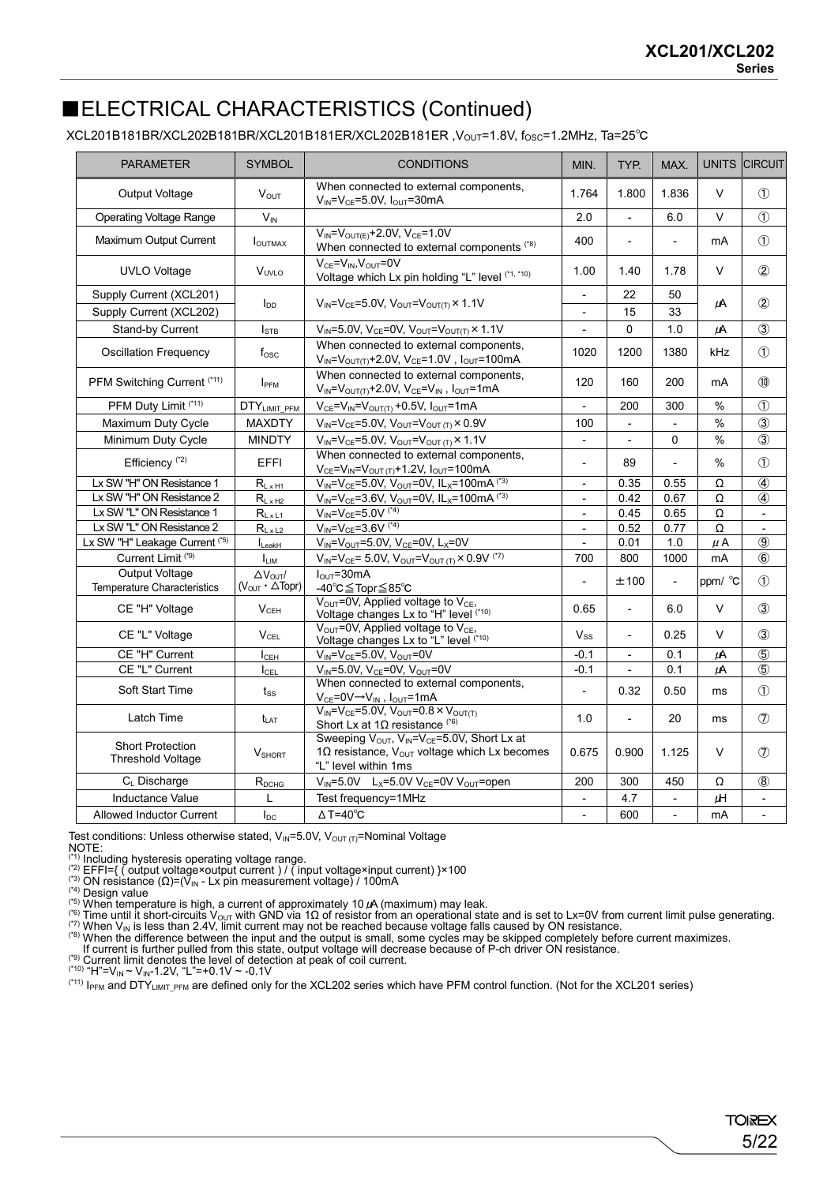## ■ELECTRICAL CHARACTERISTICS (Continued)

XCL201B181BR/XCL202B181BR/XCL201B181ER/XCL202B181ER , $V_{OUT}$=1.8V, $f_{OSC}$=1.2MHz, Ta=25℃

| PARAMETER | SYMBOL | CONDITIONS | MIN. | TYP. | MAX. | UNITS | CIRCUIT |
|---|---|---|---|---|---|---|---|
| Output Voltage | $V_{OUT}$ | When connected to external components, $V_{IN}$=$V_{CE}$=5.0V, $I_{OUT}$=30mA | 1.764 | 1.800 | 1.836 | V | ① |
| Operating Voltage Range | $V_{IN}$ | | 2.0 | - | 6.0 | V | ① |
| Maximum Output Current | $I_{OUTMAX}$ | $V_{IN}$=$V_{OUT(E)}$+2.0V, $V_{CE}$=1.0V When connected to external components (*8) | 400 | - | - | mA | ① |
| UVLO Voltage | $V_{UVLO}$ | $V_{CE}$=$V_{IN}$,$V_{OUT}$=0V Voltage which Lx pin holding "L" level (*1, *10) | 1.00 | 1.40 | 1.78 | V | ② |
| Supply Current (XCL201) | $I_{DD}$ | $V_{IN}$=$V_{CE}$=5.0V, $V_{OUT}$=$V_{OUT(T)}$ × 1.1V | - | 22 | 50 | μA | ② |
| Supply Current (XCL202) | | | - | 15 | 33 | | |
| Stand-by Current | $I_{STB}$ | $V_{IN}$=5.0V, $V_{CE}$=0V, $V_{OUT}$=$V_{OUT(T)}$ × 1.1V | - | 0 | 1.0 | μA | ③ |
| Oscillation Frequency | $f_{OSC}$ | When connected to external components, $V_{IN}$=$V_{OUT(T)}$+2.0V, $V_{CE}$=1.0V , $I_{OUT}$=100mA | 1020 | 1200 | 1380 | kHz | ① |
| PFM Switching Current (*11) | $I_{PFM}$ | When connected to external components, $V_{IN}$=$V_{OUT(T)}$+2.0V, $V_{CE}$=$V_{IN}$ , $I_{OUT}$=1mA | 120 | 160 | 200 | mA | ⑩ |
| PFM Duty Limit (*11) | $DTY_{LIMIT\_PFM}$ | $V_{CE}$=$V_{IN}$=$V_{OUT(T)}$ +0.5V, $I_{OUT}$=1mA | - | 200 | 300 | % | ① |
| Maximum Duty Cycle | MAXDTY | $V_{IN}$=$V_{CE}$=5.0V, $V_{OUT}$=$V_{OUT(T)}$ × 0.9V | 100 | - | - | % | ③ |
| Minimum Duty Cycle | MINDTY | $V_{IN}$=$V_{CE}$=5.0V, $V_{OUT}$=$V_{OUT(T)}$ × 1.1V | - | - | 0 | % | ③ |
| Efficiency (*2) | EFFI | When connected to external components, $V_{CE}$=$V_{IN}$=$V_{OUT(T)}$+1.2V, $I_{OUT}$=100mA | - | 89 | - | % | ① |
| Lx SW "H" ON Resistance 1 | $R_{LxH1}$ | $V_{IN}$=$V_{CE}$=5.0V, $V_{OUT}$=0V, $IL_X$=100mA (*3) | - | 0.35 | 0.55 | Ω | ④ |
| Lx SW "H" ON Resistance 2 | $R_{LxH2}$ | $V_{IN}$=$V_{CE}$=3.6V, $V_{OUT}$=0V, $IL_X$=100mA (*3) | - | 0.42 | 0.67 | Ω | ④ |
| Lx SW "L" ON Resistance 1 | $R_{LxL1}$ | $V_{IN}$=$V_{CE}$=5.0V (*4) | - | 0.45 | 0.65 | Ω | - |
| Lx SW "L" ON Resistance 2 | $R_{LxL2}$ | $V_{IN}$=$V_{CE}$=3.6V (*4) | - | 0.52 | 0.77 | Ω | - |
| Lx SW "H" Leakage Current (*5) | $I_{LeakH}$ | $V_{IN}$=$V_{OUT}$=5.0V, $V_{CE}$=0V, $L_X$=0V | - | 0.01 | 1.0 | μA | ⑨ |
| Current Limit (*9) | $I_{LIM}$ | $V_{IN}$=$V_{CE}$= 5.0V, $V_{OUT}$=$V_{OUT(T)}$ × 0.9V (*7) | 700 | 800 | 1000 | mA | ⑥ |
| Output Voltage Temperature Characteristics | $\triangle V_{OUT}$/ ($V_{OUT}$ ・ $\triangle$Topr) | $I_{OUT}$=30mA -40℃≦Topr≦85℃ | - | ±100 | - | ppm/ ℃ | ① |
| CE "H" Voltage | $V_{CEH}$ | $V_{OUT}$=0V, Applied voltage to $V_{CE}$, Voltage changes Lx to "H" level (*10) | 0.65 | - | 6.0 | V | ③ |
| CE "L" Voltage | $V_{CEL}$ | $V_{OUT}$=0V, Applied voltage to $V_{CE}$, Voltage changes Lx to "L" level (*10) | $V_{SS}$ | - | 0.25 | V | ③ |
| CE "H" Current | $I_{CEH}$ | $V_{IN}$=$V_{CE}$=5.0V, $V_{OUT}$=0V | -0.1 | - | 0.1 | μA | ⑤ |
| CE "L" Current | $I_{CEL}$ | $V_{IN}$=5.0V, $V_{CE}$=0V, $V_{OUT}$=0V | -0.1 | - | 0.1 | μA | ⑤ |
| Soft Start Time | $t_{SS}$ | When connected to external components, $V_{CE}$=0V→$V_{IN}$ , $I_{OUT}$=1mA | - | 0.32 | 0.50 | ms | ① |
| Latch Time | $t_{LAT}$ | $V_{IN}$=$V_{CE}$=5.0V, $V_{OUT}$=0.8 × $V_{OUT(T)}$ Short Lx at 1Ω resistance (*6) | 1.0 | - | 20 | ms | ⑦ |
| Short Protection Threshold Voltage | $V_{SHORT}$ | Sweeping $V_{OUT}$, $V_{IN}$=$V_{CE}$=5.0V, Short Lx at 1Ω resistance, $V_{OUT}$ voltage which Lx becomes "L" level within 1ms | 0.675 | 0.900 | 1.125 | V | ⑦ |
| $C_L$ Discharge | $R_{DCHG}$ | $V_{IN}$=5.0V $L_X$=5.0V $V_{CE}$=0V $V_{OUT}$=open | 200 | 300 | 450 | Ω | ⑧ |
| Inductance Value | L | Test frequency=1MHz | - | 4.7 | - | μH | - |
| Allowed Inductor Current | $I_{DC}$ | $\Delta$T=40℃ | - | 600 | - | mA | - |

Test conditions: Unless otherwise stated, $V_{IN}$=5.0V, $V_{OUT(T)}$=Nominal Voltage

NOTE:

(*1) Including hysteresis operating voltage range.

(*2) EFFI={ ( output voltage×output current ) / ( input voltage×input current) }×100

(*3) ON resistance (Ω)=($V_{IN}$ - Lx pin measurement voltage) / 100mA

(*4) Design value

(*5) When temperature is high, a current of approximately 10 μA (maximum) may leak.

(*6) Time until it short-circuits $V_{OUT}$ with GND via 1Ω of resistor from an operational state and is set to Lx=0V from current limit pulse generating.

(*7) When $V_{IN}$ is less than 2.4V, limit current may not be reached because voltage falls caused by ON resistance.

(*8) When the difference between the input and the output is small, some cycles may be skipped completely before current maximizes. If current is further pulled from this state, output voltage will decrease because of P-ch driver ON resistance.

(*9) Current limit denotes the level of detection at peak of coil current.

(*10) "H"=$V_{IN}$ ~ $V_{IN}$-1.2V, "L"=+0.1V ~ -0.1V

(*11) $I_{PFM}$ and $DTY_{LIMIT\_PFM}$ are defined only for the XCL202 series which have PFM control function. (Not for the XCL201 series)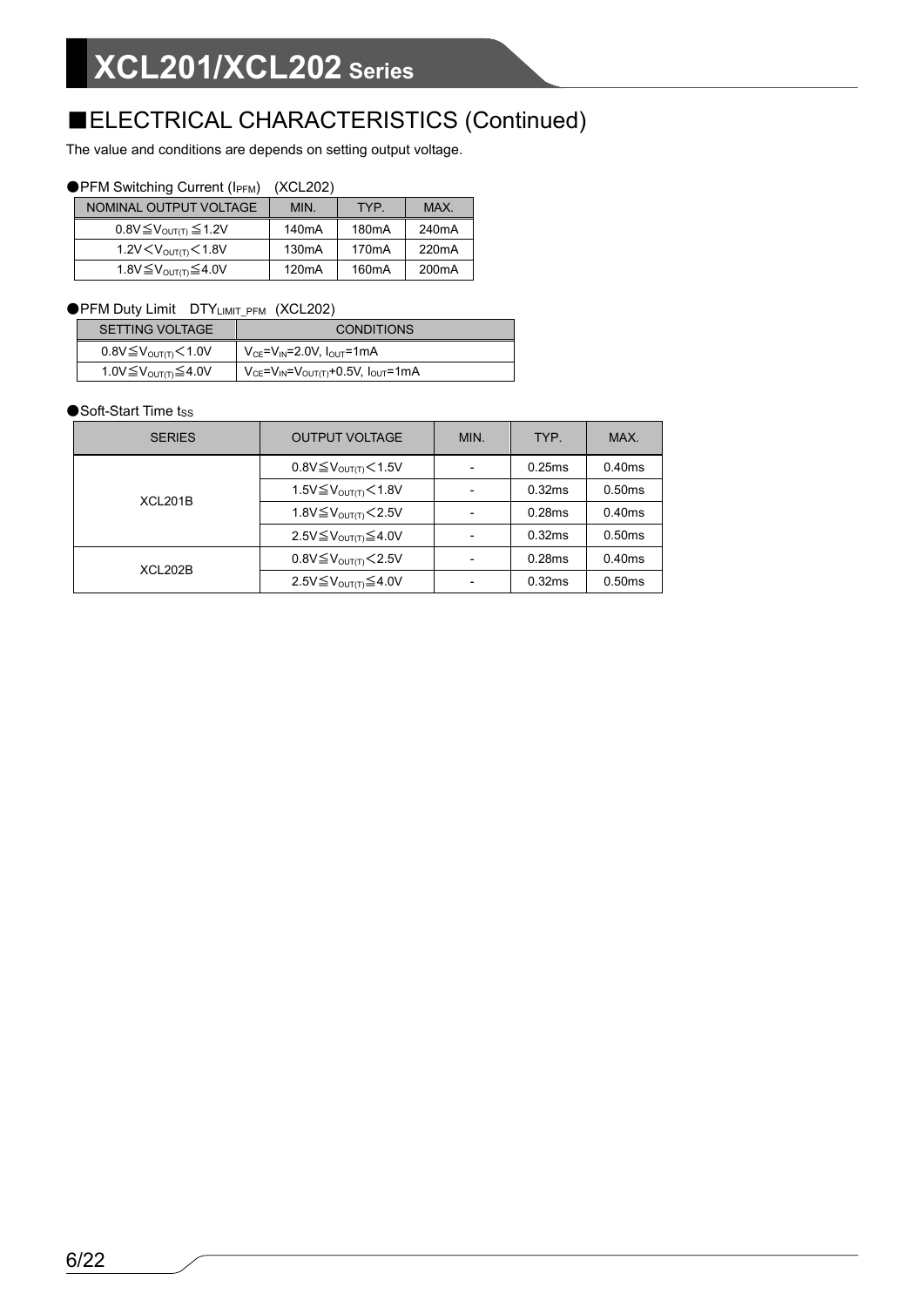## ■ELECTRICAL CHARACTERISTICS (Continued)

The value and conditions are depends on setting output voltage.

●PFM Switching Current ($I_{PFM}$) (XCL202)

| NOMINAL OUTPUT VOLTAGE | MIN. | TYP. | MAX. |
|---|---|---|---|
| $0.8V \leqq V_{OUT(T)} \leqq 1.2V$ | 140mA | 180mA | 240mA |
| $1.2V < V_{OUT(T)} < 1.8V$ | 130mA | 170mA | 220mA |
| $1.8V \leqq V_{OUT(T)} \leqq 4.0V$ | 120mA | 160mA | 200mA |

●PFM Duty Limit $DTY_{LIMIT\_PFM}$ (XCL202)

| SETTING VOLTAGE | CONDITIONS |
|---|---|
| $0.8V \leqq V_{OUT(T)} < 1.0V$ | $V_{CE}=V_{IN}=2.0V$, $I_{OUT}=1mA$ |
| $1.0V \leqq V_{OUT(T)} \leqq 4.0V$ | $V_{CE}=V_{IN}=V_{OUT(T)}+0.5V$, $I_{OUT}=1mA$ |

●Soft-Start Time $t_{SS}$

| SERIES | OUTPUT VOLTAGE | MIN. | TYP. | MAX. |
|---|---|---|---|---|
| XCL201B | $0.8V \leqq V_{OUT(T)} < 1.5V$ | - | 0.25ms | 0.40ms |
| | $1.5V \leqq V_{OUT(T)} < 1.8V$ | - | 0.32ms | 0.50ms |
| | $1.8V \leqq V_{OUT(T)} < 2.5V$ | - | 0.28ms | 0.40ms |
| | $2.5V \leqq V_{OUT(T)} \leqq 4.0V$ | - | 0.32ms | 0.50ms |
| XCL202B | $0.8V \leqq V_{OUT(T)} < 2.5V$ | - | 0.28ms | 0.40ms |
| | $2.5V \leqq V_{OUT(T)} \leqq 4.0V$ | - | 0.32ms | 0.50ms |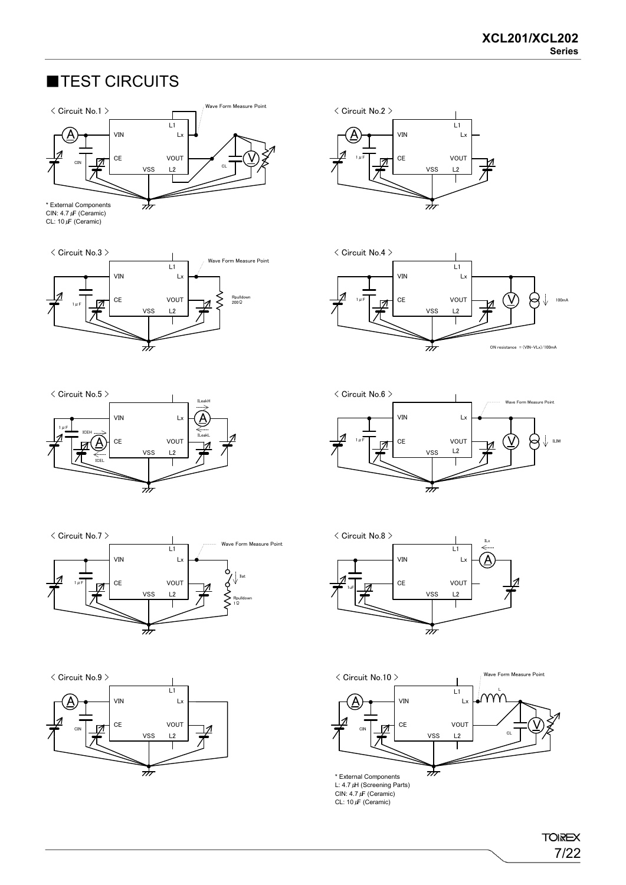## ■TEST CIRCUITS

< Circuit No.1 >

Wave Form Measure Point

L1, VIN, Lx, CE, VOUT, VSS, L2, CIN, CL

* External Components
CIN: 4.7 μF (Ceramic)
CL: 10 μF (Ceramic)

< Circuit No.2 >

L1, VIN, Lx, CE, VOUT, VSS, L2, 1 μF

< Circuit No.3 >

Wave Form Measure Point

L1, VIN, Lx, CE, VOUT, VSS, L2, 1 μF, Rpulldown 200 Ω

< Circuit No.4 >

L1, VIN, Lx, CE, VOUT, VSS, L2, 1 μF, 100mA

ON resistance = (VIN−VLx)/100mA

< Circuit No.5 >

VIN, Lx, CE, VOUT, VSS, L2, 1 μF, ICEH, ICEL, ILeakH, ILeakL

< Circuit No.6 >

Wave Form Measure Point

VIN, Lx, CE, VOUT, VSS, L2, 1 μF, ILIM

< Circuit No.7 >

Wave Form Measure Point

L1, VIN, Lx, CE, VOUT, VSS, L2, 1 μF, Ilat, Rpulldown 1 Ω

< Circuit No.8 >

L1, VIN, Lx, CE, VOUT, VSS, L2, 1uF, ILx

< Circuit No.9 >

L1, VIN, Lx, CE, VOUT, VSS, L2, CIN

< Circuit No.10 >

Wave Form Measure Point

L1, VIN, Lx, CE, VOUT, VSS, L2, L, CIN, CL

* External Components
L: 4.7 μH (Screening Parts)
CIN: 4.7 μF (Ceramic)
CL: 10 μF (Ceramic)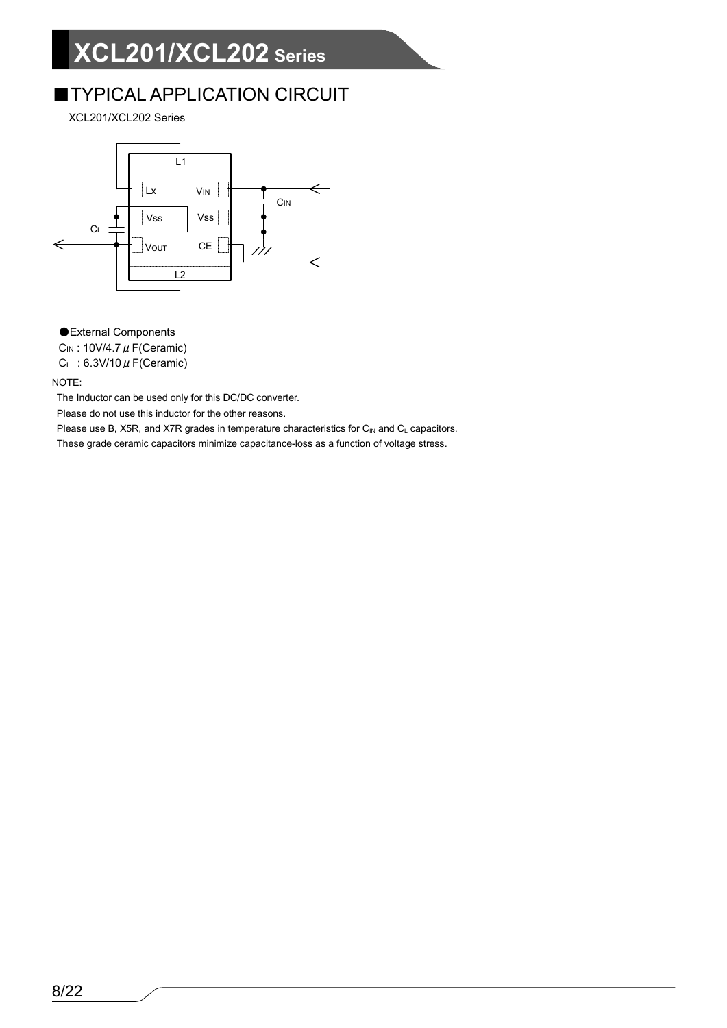## ■TYPICAL APPLICATION CIRCUIT

XCL201/XCL202 Series

●External Components

$C_{IN}$ : 10V/4.7μF(Ceramic)

$C_L$ : 6.3V/10μF(Ceramic)

NOTE:

The Inductor can be used only for this DC/DC converter.

Please do not use this inductor for the other reasons.

Please use B, X5R, and X7R grades in temperature characteristics for $C_{IN}$ and $C_L$ capacitors.

These grade ceramic capacitors minimize capacitance-loss as a function of voltage stress.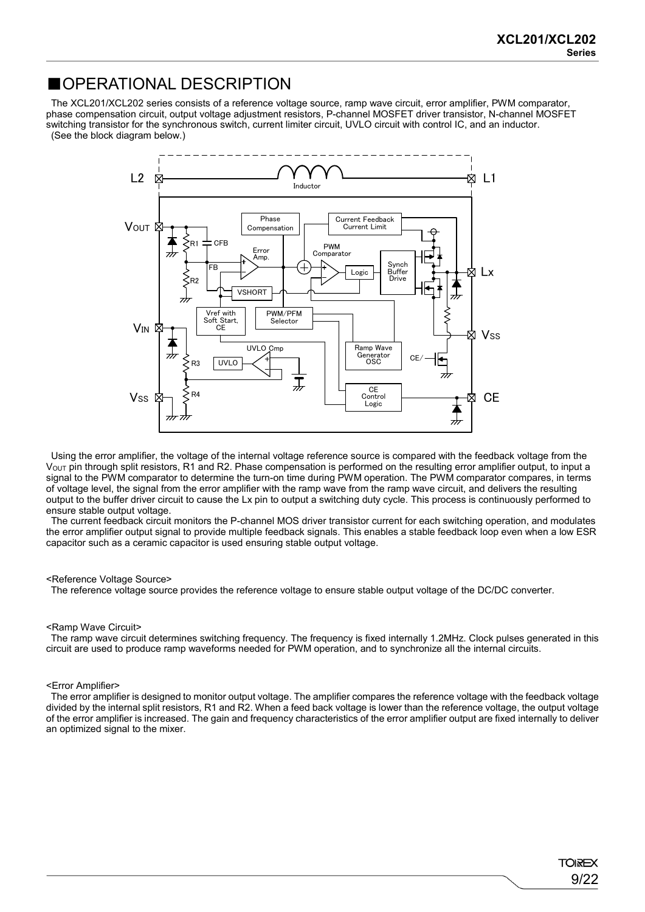## ■OPERATIONAL DESCRIPTION

The XCL201/XCL202 series consists of a reference voltage source, ramp wave circuit, error amplifier, PWM comparator, phase compensation circuit, output voltage adjustment resistors, P-channel MOSFET driver transistor, N-channel MOSFET switching transistor for the synchronous switch, current limiter circuit, UVLO circuit with control IC, and an inductor. (See the block diagram below.)

Using the error amplifier, the voltage of the internal voltage reference source is compared with the feedback voltage from the $V_{OUT}$ pin through split resistors, R1 and R2. Phase compensation is performed on the resulting error amplifier output, to input a signal to the PWM comparator to determine the turn-on time during PWM operation. The PWM comparator compares, in terms of voltage level, the signal from the error amplifier with the ramp wave from the ramp wave circuit, and delivers the resulting output to the buffer driver circuit to cause the Lx pin to output a switching duty cycle. This process is continuously performed to ensure stable output voltage.

The current feedback circuit monitors the P-channel MOS driver transistor current for each switching operation, and modulates the error amplifier output signal to provide multiple feedback signals. This enables a stable feedback loop even when a low ESR capacitor such as a ceramic capacitor is used ensuring stable output voltage.

<Reference Voltage Source>

The reference voltage source provides the reference voltage to ensure stable output voltage of the DC/DC converter.

<Ramp Wave Circuit>

The ramp wave circuit determines switching frequency. The frequency is fixed internally 1.2MHz. Clock pulses generated in this circuit are used to produce ramp waveforms needed for PWM operation, and to synchronize all the internal circuits.

<Error Amplifier>

The error amplifier is designed to monitor output voltage. The amplifier compares the reference voltage with the feedback voltage divided by the internal split resistors, R1 and R2. When a feed back voltage is lower than the reference voltage, the output voltage of the error amplifier is increased. The gain and frequency characteristics of the error amplifier output are fixed internally to deliver an optimized signal to the mixer.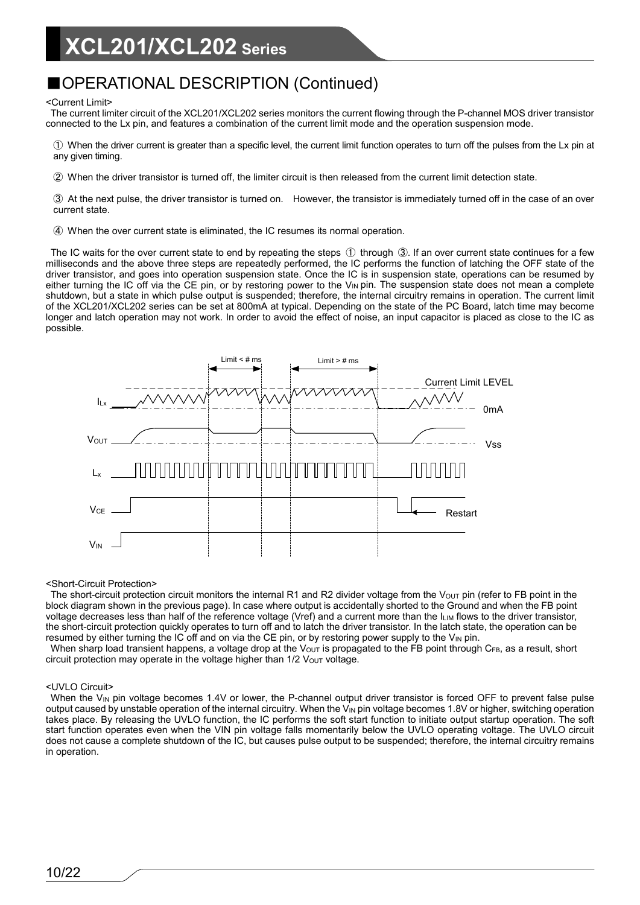## ■OPERATIONAL DESCRIPTION (Continued)

<Current Limit>

The current limiter circuit of the XCL201/XCL202 series monitors the current flowing through the P-channel MOS driver transistor connected to the Lx pin, and features a combination of the current limit mode and the operation suspension mode.

① When the driver current is greater than a specific level, the current limit function operates to turn off the pulses from the Lx pin at any given timing.

② When the driver transistor is turned off, the limiter circuit is then released from the current limit detection state.

③ At the next pulse, the driver transistor is turned on. However, the transistor is immediately turned off in the case of an over current state.

④ When the over current state is eliminated, the IC resumes its normal operation.

The IC waits for the over current state to end by repeating the steps ① through ③. If an over current state continues for a few milliseconds and the above three steps are repeatedly performed, the IC performs the function of latching the OFF state of the driver transistor, and goes into operation suspension state. Once the IC is in suspension state, operations can be resumed by either turning the IC off via the CE pin, or by restoring power to the $V_{IN}$ pin. The suspension state does not mean a complete shutdown, but a state in which pulse output is suspended; therefore, the internal circuitry remains in operation. The current limit of the XCL201/XCL202 series can be set at 800mA at typical. Depending on the state of the PC Board, latch time may become longer and latch operation may not work. In order to avoid the effect of noise, an input capacitor is placed as close to the IC as possible.

Limit < # ms | Limit > # ms | Current Limit LEVEL | $I_{Lx}$ | 0mA | $V_{OUT}$ | Vss | $L_x$ | $V_{CE}$ | Restart | $V_{IN}$

<Short-Circuit Protection>

The short-circuit protection circuit monitors the internal R1 and R2 divider voltage from the $V_{OUT}$ pin (refer to FB point in the block diagram shown in the previous page). In case where output is accidentally shorted to the Ground and when the FB point voltage decreases less than half of the reference voltage (Vref) and a current more than the $I_{LIM}$ flows to the driver transistor, the short-circuit protection quickly operates to turn off and to latch the driver transistor. In the latch state, the operation can be resumed by either turning the IC off and on via the CE pin, or by restoring power supply to the $V_{IN}$ pin.

When sharp load transient happens, a voltage drop at the $V_{OUT}$ is propagated to the FB point through $C_{FB}$, as a result, short circuit protection may operate in the voltage higher than 1/2 $V_{OUT}$ voltage.

<UVLO Circuit>

When the $V_{IN}$ pin voltage becomes 1.4V or lower, the P-channel output driver transistor is forced OFF to prevent false pulse output caused by unstable operation of the internal circuitry. When the $V_{IN}$ pin voltage becomes 1.8V or higher, switching operation takes place. By releasing the UVLO function, the IC performs the soft start function to initiate output startup operation. The soft start function operates even when the VIN pin voltage falls momentarily below the UVLO operating voltage. The UVLO circuit does not cause a complete shutdown of the IC, but causes pulse output to be suspended; therefore, the internal circuitry remains in operation.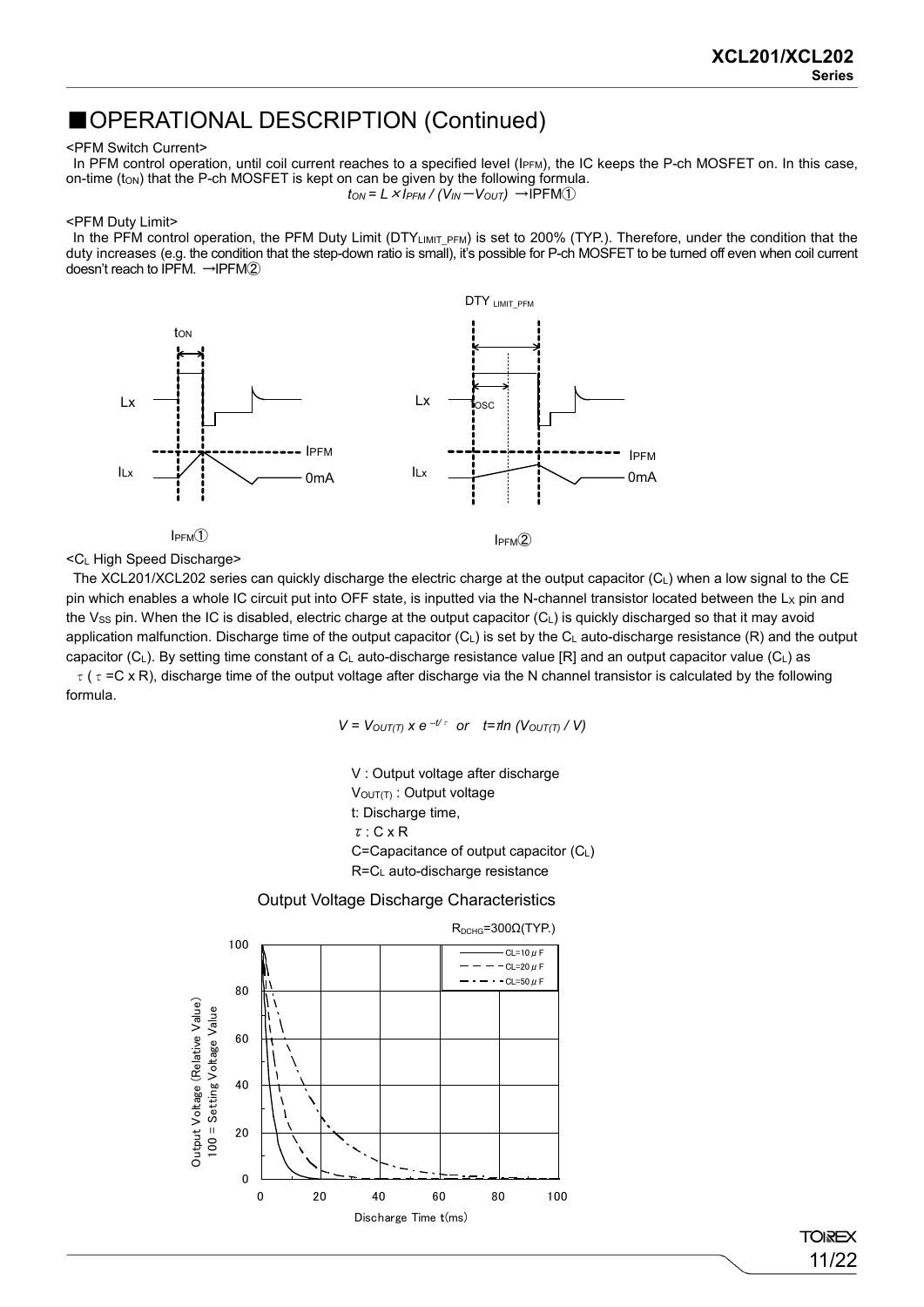## ■OPERATIONAL DESCRIPTION (Continued)

<PFM Switch Current>

In PFM control operation, until coil current reaches to a specified level ($I_{PFM}$), the IC keeps the P-ch MOSFET on. In this case, on-time ($t_{ON}$) that the P-ch MOSFET is kept on can be given by the following formula.

$$t_{ON} = L \times I_{PFM} / (V_{IN} - V_{OUT})$$ →IPFM①

<PFM Duty Limit>

In the PFM control operation, the PFM Duty Limit ($DTY_{LIMIT\_PFM}$) is set to 200% (TYP.). Therefore, under the condition that the duty increases (e.g. the condition that the step-down ratio is small), it's possible for P-ch MOSFET to be turned off even when coil current doesn't reach to IPFM. →IPFM②

$I_{PFM}$①

$I_{PFM}$②

<$C_L$ High Speed Discharge>

The XCL201/XCL202 series can quickly discharge the electric charge at the output capacitor ($C_L$) when a low signal to the CE pin which enables a whole IC circuit put into OFF state, is inputted via the N-channel transistor located between the $L_X$ pin and the $V_{SS}$ pin. When the IC is disabled, electric charge at the output capacitor ($C_L$) is quickly discharged so that it may avoid application malfunction. Discharge time of the output capacitor ($C_L$) is set by the $C_L$ auto-discharge resistance (R) and the output capacitor ($C_L$). By setting time constant of a $C_L$ auto-discharge resistance value [R] and an output capacitor value ($C_L$) as $\tau$ ( $\tau$ =C x R), discharge time of the output voltage after discharge via the N channel transistor is calculated by the following formula.

$$V = V_{OUT(T)} \times e^{-t/\tau} \quad or \quad t = \tau ln (V_{OUT(T)} / V)$$

V : Output voltage after discharge
$V_{OUT(T)}$ : Output voltage
t: Discharge time,
$\tau$ : C x R
C=Capacitance of output capacitor ($C_L$)
R=$C_L$ auto-discharge resistance

Output Voltage Discharge Characteristics

$R_{DCHG}$=300Ω(TYP.)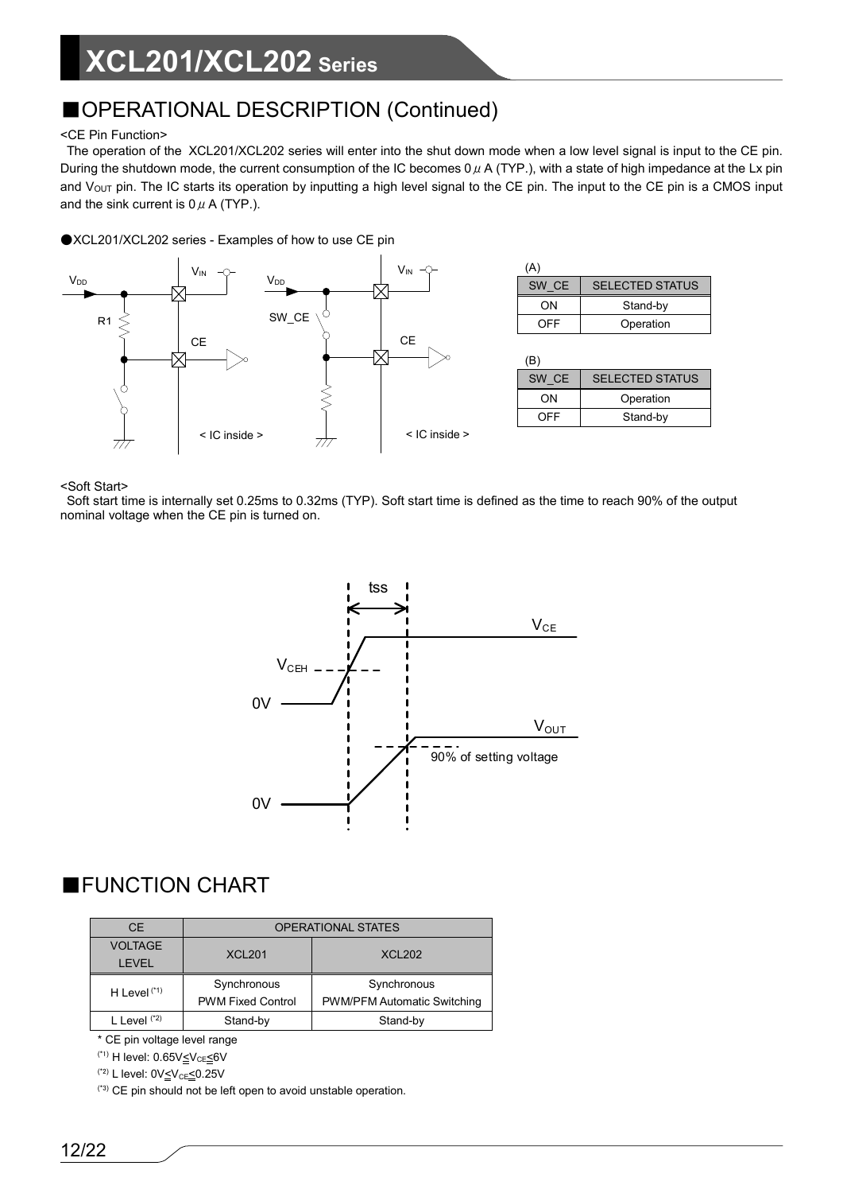## ■OPERATIONAL DESCRIPTION (Continued)

<CE Pin Function>

The operation of the XCL201/XCL202 series will enter into the shut down mode when a low level signal is input to the CE pin. During the shutdown mode, the current consumption of the IC becomes 0 μA (TYP.), with a state of high impedance at the Lx pin and $V_{OUT}$ pin. The IC starts its operation by inputting a high level signal to the CE pin. The input to the CE pin is a CMOS input and the sink current is 0 μA (TYP.).

●XCL201/XCL202 series - Examples of how to use CE pin

(A)

| SW_CE | SELECTED STATUS |
|---|---|
| ON | Stand-by |
| OFF | Operation |

(B)

| SW_CE | SELECTED STATUS |
|---|---|
| ON | Operation |
| OFF | Stand-by |

<Soft Start>

Soft start time is internally set 0.25ms to 0.32ms (TYP). Soft start time is defined as the time to reach 90% of the output nominal voltage when the CE pin is turned on.

## ■FUNCTION CHART

| CE VOLTAGE LEVEL | OPERATIONAL STATES | |
|---|---|---|
| | XCL201 | XCL202 |
| H Level (*1) | Synchronous PWM Fixed Control | Synchronous PWM/PFM Automatic Switching |
| L Level (*2) | Stand-by | Stand-by |

* CE pin voltage level range

(*1) H level: 0.65V≤$V_{CE}$≤6V

(*2) L level: 0V≤$V_{CE}$≤0.25V

(*3) CE pin should not be left open to avoid unstable operation.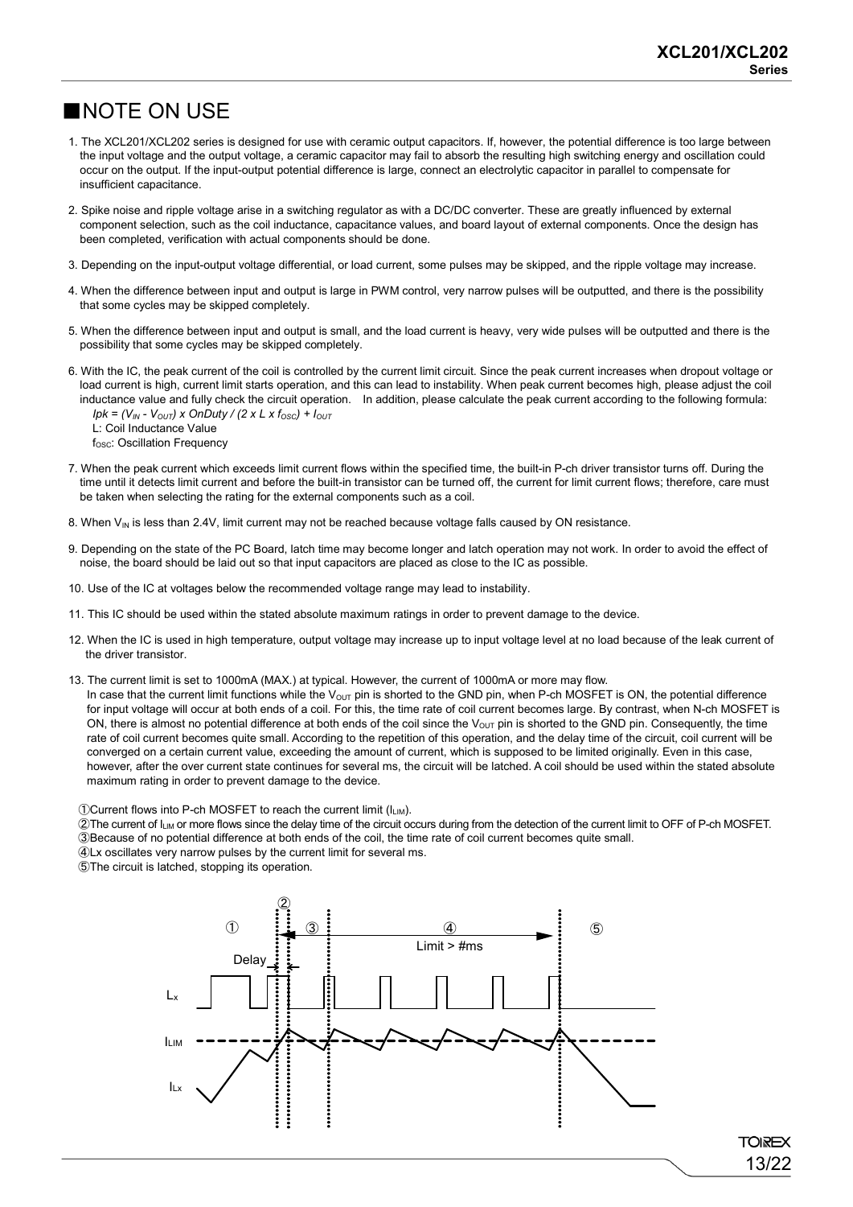## ■NOTE ON USE

1. The XCL201/XCL202 series is designed for use with ceramic output capacitors. If, however, the potential difference is too large between the input voltage and the output voltage, a ceramic capacitor may fail to absorb the resulting high switching energy and oscillation could occur on the output. If the input-output potential difference is large, connect an electrolytic capacitor in parallel to compensate for insufficient capacitance.

2. Spike noise and ripple voltage arise in a switching regulator as with a DC/DC converter. These are greatly influenced by external component selection, such as the coil inductance, capacitance values, and board layout of external components. Once the design has been completed, verification with actual components should be done.

3. Depending on the input-output voltage differential, or load current, some pulses may be skipped, and the ripple voltage may increase.

4. When the difference between input and output is large in PWM control, very narrow pulses will be outputted, and there is the possibility that some cycles may be skipped completely.

5. When the difference between input and output is small, and the load current is heavy, very wide pulses will be outputted and there is the possibility that some cycles may be skipped completely.

6. With the IC, the peak current of the coil is controlled by the current limit circuit. Since the peak current increases when dropout voltage or load current is high, current limit starts operation, and this can lead to instability. When peak current becomes high, please adjust the coil inductance value and fully check the circuit operation. In addition, please calculate the peak current according to the following formula:
   $Ipk = (V_{IN} - V_{OUT}) \times OnDuty / (2 \times L \times f_{OSC}) + I_{OUT}$
   L: Coil Inductance Value
   $f_{OSC}$: Oscillation Frequency

7. When the peak current which exceeds limit current flows within the specified time, the built-in P-ch driver transistor turns off. During the time until it detects limit current and before the built-in transistor can be turned off, the current for limit current flows; therefore, care must be taken when selecting the rating for the external components such as a coil.

8. When $V_{IN}$ is less than 2.4V, limit current may not be reached because voltage falls caused by ON resistance.

9. Depending on the state of the PC Board, latch time may become longer and latch operation may not work. In order to avoid the effect of noise, the board should be laid out so that input capacitors are placed as close to the IC as possible.

10. Use of the IC at voltages below the recommended voltage range may lead to instability.

11. This IC should be used within the stated absolute maximum ratings in order to prevent damage to the device.

12. When the IC is used in high temperature, output voltage may increase up to input voltage level at no load because of the leak current of the driver transistor.

13. The current limit is set to 1000mA (MAX.) at typical. However, the current of 1000mA or more may flow.
    In case that the current limit functions while the $V_{OUT}$ pin is shorted to the GND pin, when P-ch MOSFET is ON, the potential difference for input voltage will occur at both ends of a coil. For this, the time rate of coil current becomes large. By contrast, when N-ch MOSFET is ON, there is almost no potential difference at both ends of the coil since the $V_{OUT}$ pin is shorted to the GND pin. Consequently, the time rate of coil current becomes quite small. According to the repetition of this operation, and the delay time of the circuit, coil current will be converged on a certain current value, exceeding the amount of current, which is supposed to be limited originally. Even in this case, however, after the over current state continues for several ms, the circuit will be latched. A coil should be used within the stated absolute maximum rating in order to prevent damage to the device.

①Current flows into P-ch MOSFET to reach the current limit ($I_{LIM}$).
②The current of $I_{LIM}$ or more flows since the delay time of the circuit occurs during from the detection of the current limit to OFF of P-ch MOSFET.
③Because of no potential difference at both ends of the coil, the time rate of coil current becomes quite small.
④Lx oscillates very narrow pulses by the current limit for several ms.
⑤The circuit is latched, stopping its operation.

① ② ③ ④ ⑤
Delay
Limit > #ms
$L_x$
$I_{LIM}$
$I_{Lx}$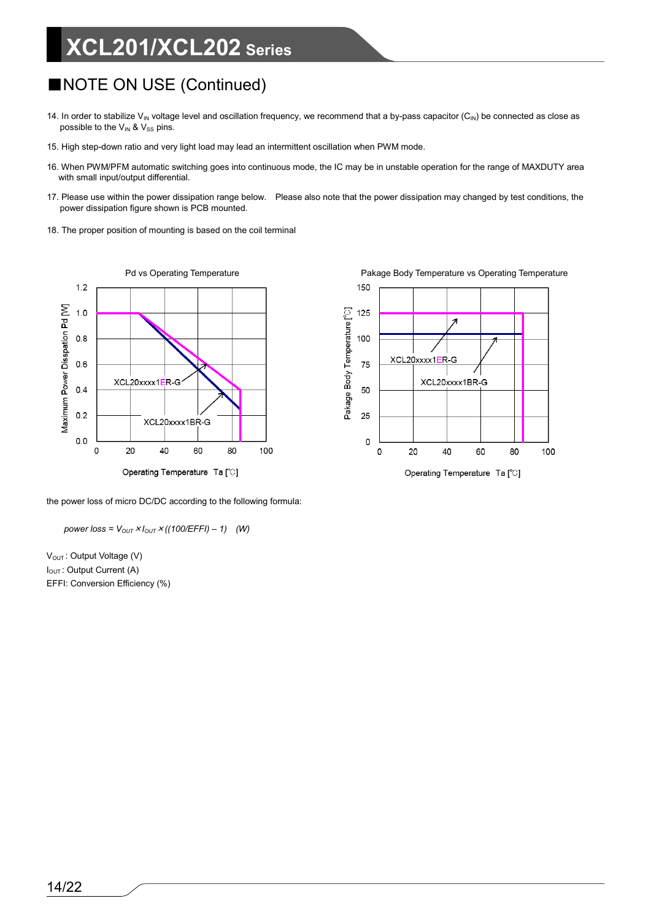## ■NOTE ON USE (Continued)

14. In order to stabilize $V_{IN}$ voltage level and oscillation frequency, we recommend that a by-pass capacitor ($C_{IN}$) be connected as close as possible to the $V_{IN}$ & $V_{SS}$ pins.

15. High step-down ratio and very light load may lead an intermittent oscillation when PWM mode.

16. When PWM/PFM automatic switching goes into continuous mode, the IC may be in unstable operation for the range of MAXDUTY area with small input/output differential.

17. Please use within the power dissipation range below. Please also note that the power dissipation may changed by test conditions, the power dissipation figure shown is PCB mounted.

18. The proper position of mounting is based on the coil terminal

Pd vs Operating Temperature

Pakage Body Temperature vs Operating Temperature

the power loss of micro DC/DC according to the following formula:

*power loss* = $V_{OUT} \times I_{OUT} \times ((100/EFFI) - 1)$ (W)

$V_{OUT}$ : Output Voltage (V)
$I_{OUT}$ : Output Current (A)
EFFI: Conversion Efficiency (%)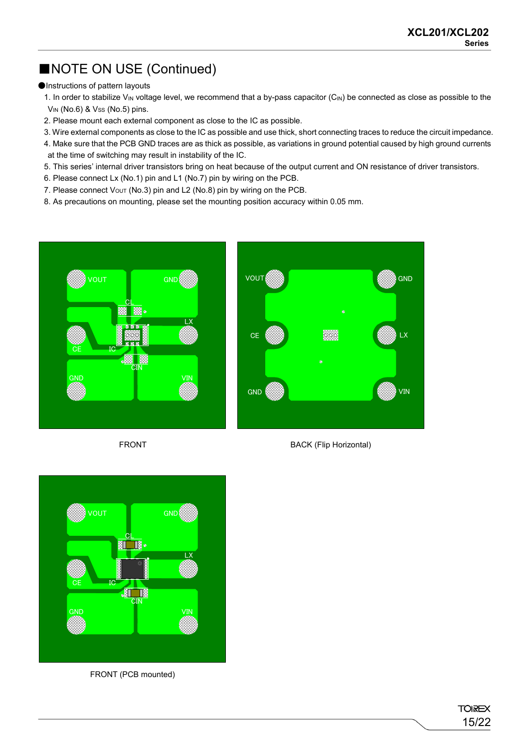## ■NOTE ON USE (Continued)

●Instructions of pattern layouts

1. In order to stabilize $V_{IN}$ voltage level, we recommend that a by-pass capacitor ($C_{IN}$) be connected as close as possible to the $V_{IN}$ (No.6) & $V_{SS}$ (No.5) pins.
2. Please mount each external component as close to the IC as possible.
3. Wire external components as close to the IC as possible and use thick, short connecting traces to reduce the circuit impedance.
4. Make sure that the PCB GND traces are as thick as possible, as variations in ground potential caused by high ground currents at the time of switching may result in instability of the IC.
5. This series' internal driver transistors bring on heat because of the output current and ON resistance of driver transistors.
6. Please connect Lx (No.1) pin and L1 (No.7) pin by wiring on the PCB.
7. Please connect $V_{OUT}$ (No.3) pin and L2 (No.8) pin by wiring on the PCB.
8. As precautions on mounting, please set the mounting position accuracy within 0.05 mm.

FRONT

BACK (Flip Horizontal)

FRONT (PCB mounted)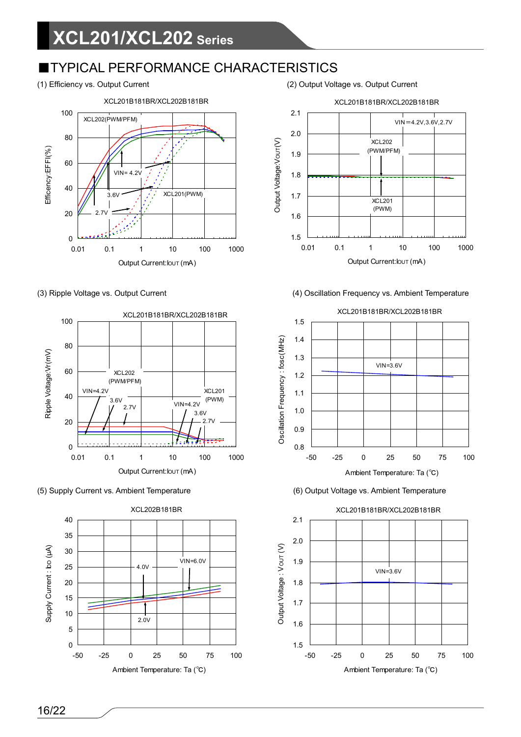## ■TYPICAL PERFORMANCE CHARACTERISTICS

(1) Efficiency vs. Output Current

XCL201B181BR/XCL202B181BR

(2) Output Voltage vs. Output Current

XCL201B181BR/XCL202B181BR

(3) Ripple Voltage vs. Output Current

XCL201B181BR/XCL202B181BR

(4) Oscillation Frequency vs. Ambient Temperature

XCL201B181BR/XCL202B181BR

(5) Supply Current vs. Ambient Temperature

XCL202B181BR

(6) Output Voltage vs. Ambient Temperature

XCL201B181BR/XCL202B181BR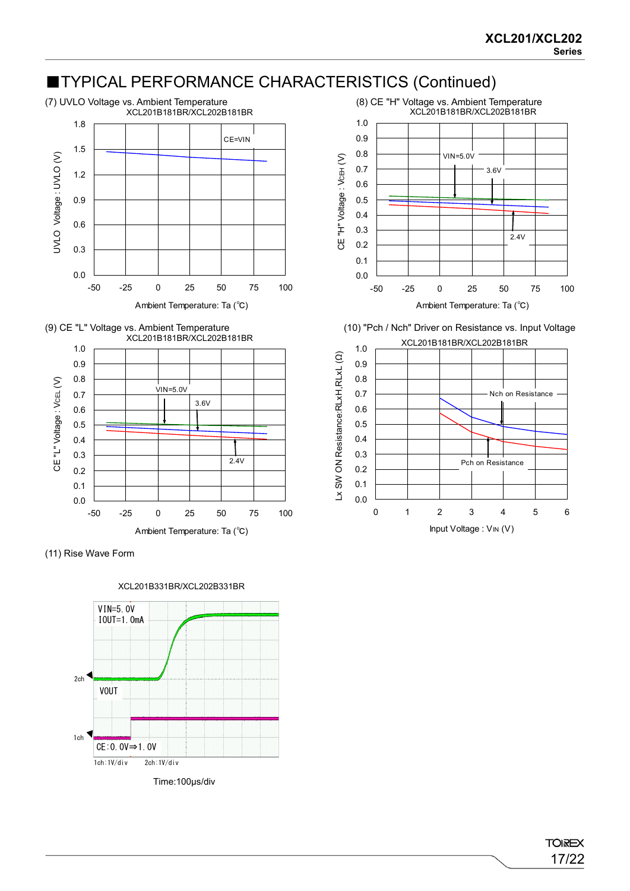## ■TYPICAL PERFORMANCE CHARACTERISTICS (Continued)

(7) UVLO Voltage vs. Ambient Temperature

XCL201B181BR/XCL202B181BR

CE=VIN

UVLO Voltage : UVLO (V)

Ambient Temperature: Ta (°C)

(8) CE "H" Voltage vs. Ambient Temperature

XCL201B181BR/XCL202B181BR

VIN=5.0V, 3.6V, 2.4V

CE "H" Voltage : VCEH (V)

Ambient Temperature: Ta (°C)

(9) CE "L" Voltage vs. Ambient Temperature

XCL201B181BR/XCL202B181BR

VIN=5.0V, 3.6V, 2.4V

CE "L" Voltage : VCEL (V)

Ambient Temperature: Ta (°C)

(10) "Pch / Nch" Driver on Resistance vs. Input Voltage

XCL201B181BR/XCL202B181BR

Nch on Resistance

Pch on Resistance

Lx SW ON Resistance:RLxH,RLxL (Ω)

Input Voltage : VIN (V)

(11) Rise Wave Form

XCL201B331BR/XCL202B331BR

VIN=5.0V

IOUT=1.0mA

2ch

VOUT

1ch

CE:0.0V⇒1.0V

1ch:1V/div 2ch:1V/div

Time:100μs/div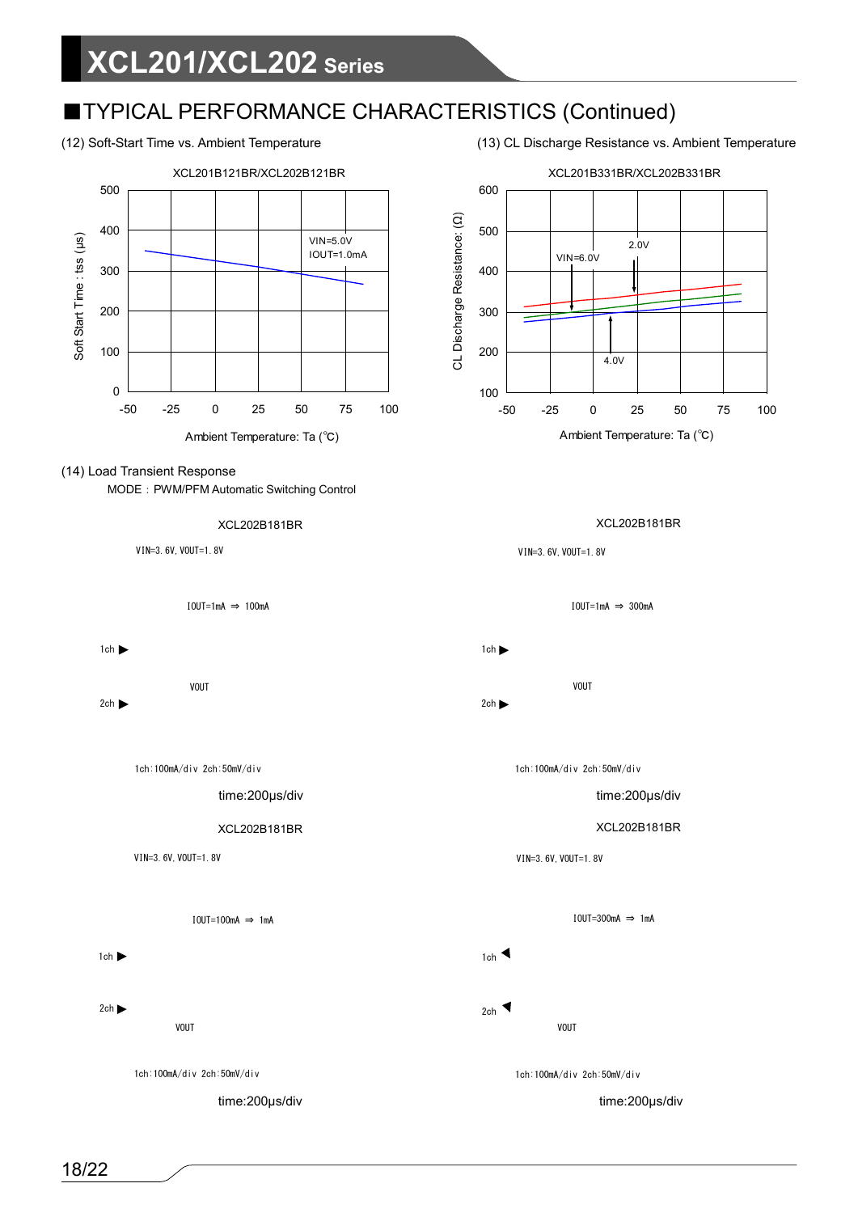## ■TYPICAL PERFORMANCE CHARACTERISTICS (Continued)

(12) Soft-Start Time vs. Ambient Temperature

XCL201B121BR/XCL202B121BR

VIN=5.0V
IOUT=1.0mA

Soft Start Time : tss (μs)

Ambient Temperature: Ta (℃)

(13) CL Discharge Resistance vs. Ambient Temperature

XCL201B331BR/XCL202B331BR

VIN=6.0V
2.0V
4.0V

CL Discharge Resistance: (Ω)

Ambient Temperature: Ta (℃)

(14) Load Transient Response

MODE : PWM/PFM Automatic Switching Control

XCL202B181BR

VIN=3.6V, VOUT=1.8V

IOUT=1mA ⇒ 100mA

1ch ▶

VOUT

2ch ▶

1ch:100mA/div 2ch:50mV/div

time:200μs/div

XCL202B181BR

VIN=3.6V, VOUT=1.8V

IOUT=1mA ⇒ 300mA

1ch ▶

VOUT

2ch ▶

1ch:100mA/div 2ch:50mV/div

time:200μs/div

XCL202B181BR

VIN=3.6V, VOUT=1.8V

IOUT=100mA ⇒ 1mA

1ch ▶

2ch ▶

VOUT

1ch:100mA/div 2ch:50mV/div

time:200μs/div

XCL202B181BR

VIN=3.6V, VOUT=1.8V

IOUT=300mA ⇒ 1mA

1ch ◀

2ch ◀

VOUT

1ch:100mA/div 2ch:50mV/div

time:200μs/div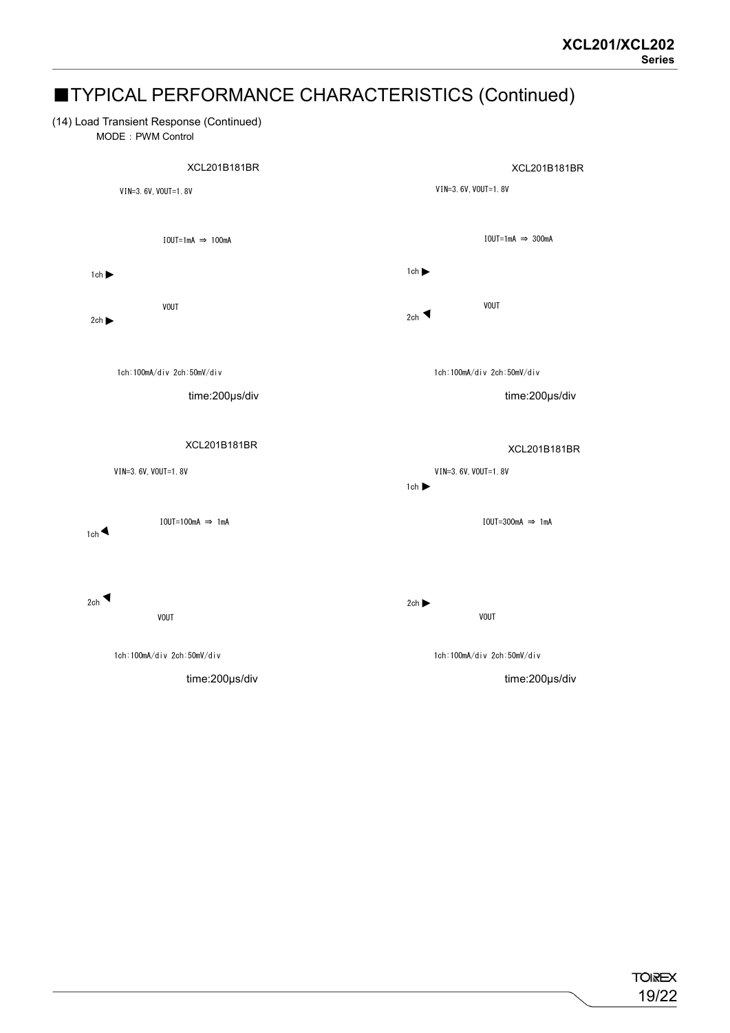# ■TYPICAL PERFORMANCE CHARACTERISTICS (Continued)

(14) Load Transient Response (Continued)

MODE：PWM Control

XCL201B181BR

VIN=3.6V,VOUT=1.8V

IOUT=1mA ⇒ 100mA

1ch ▶

VOUT

2ch ▶

1ch:100mA/div 2ch:50mV/div

time:200μs/div

XCL201B181BR

VIN=3.6V,VOUT=1.8V

IOUT=1mA ⇒ 300mA

1ch ▶

VOUT

2ch ◀

1ch:100mA/div 2ch:50mV/div

time:200μs/div

XCL201B181BR

VIN=3.6V,VOUT=1.8V

IOUT=100mA ⇒ 1mA

1ch ◀

2ch ◀

VOUT

1ch:100mA/div 2ch:50mV/div

time:200μs/div

XCL201B181BR

VIN=3.6V,VOUT=1.8V

1ch ▶

IOUT=300mA ⇒ 1mA

2ch ▶

VOUT

1ch:100mA/div 2ch:50mV/div

time:200μs/div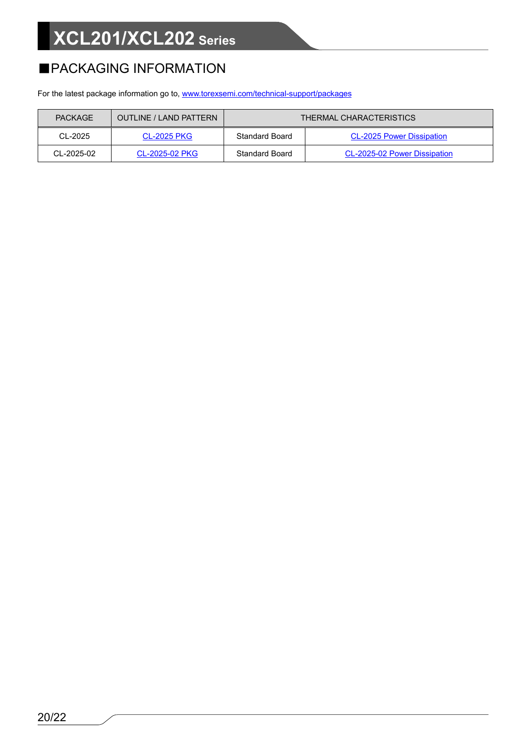## ■PACKAGING INFORMATION

For the latest package information go to, www.torexsemi.com/technical-support/packages

| PACKAGE | OUTLINE / LAND PATTERN | THERMAL CHARACTERISTICS | |
|---|---|---|---|
| CL-2025 | CL-2025 PKG | Standard Board | CL-2025 Power Dissipation |
| CL-2025-02 | CL-2025-02 PKG | Standard Board | CL-2025-02 Power Dissipation |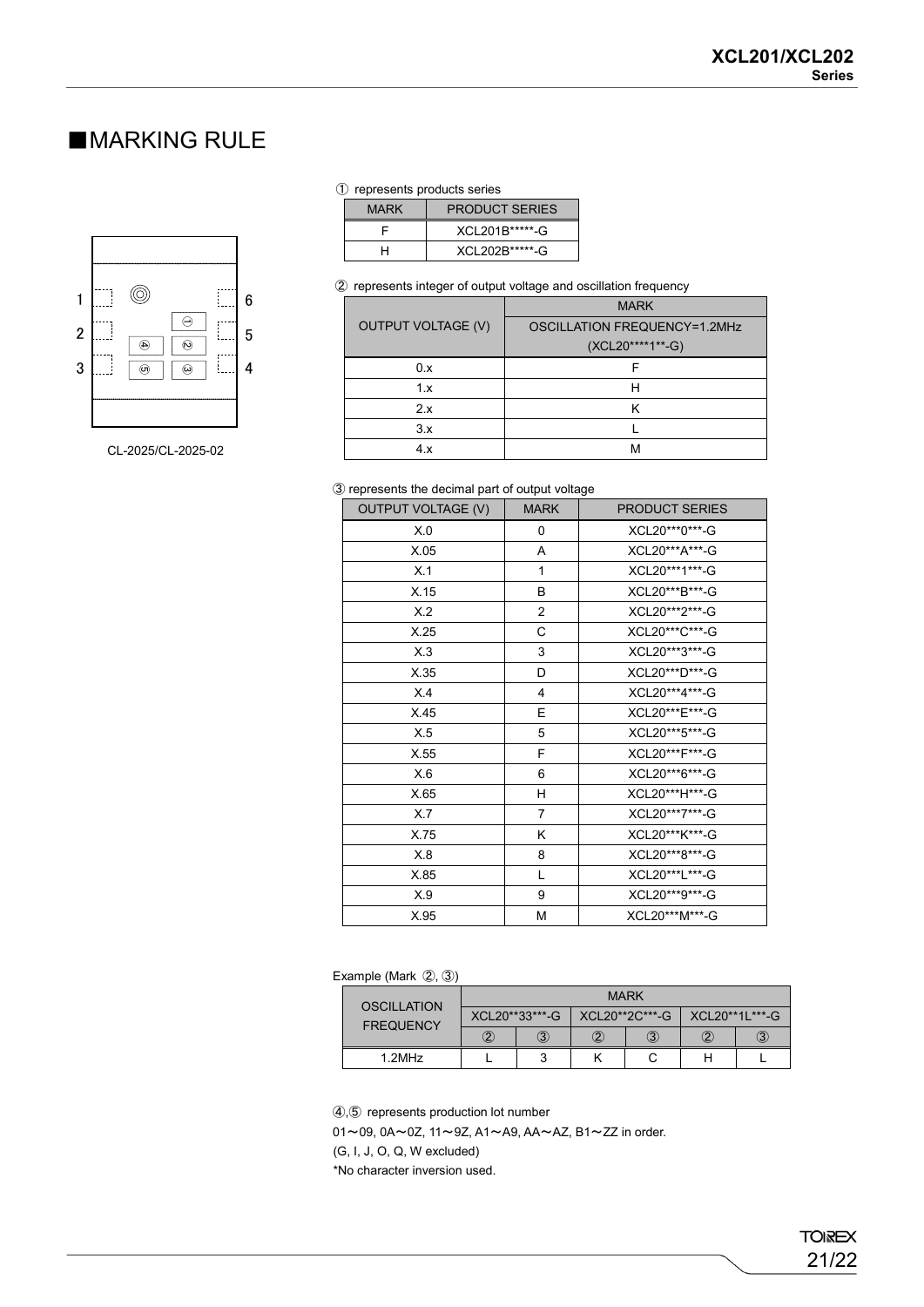## ■MARKING RULE

1 ◎ 6
2 ① ② 5
3 ④ ⑤ ⑥ 4

CL-2025/CL-2025-02

① represents products series

| MARK | PRODUCT SERIES |
|---|---|
| F | XCL201B*****-G |
| H | XCL202B*****-G |

② represents integer of output voltage and oscillation frequency

| OUTPUT VOLTAGE (V) | MARK |
|---|---|
| | OSCILLATION FREQUENCY=1.2MHz (XCL20****1**-G) |
| 0.x | F |
| 1.x | H |
| 2.x | K |
| 3.x | L |
| 4.x | M |

③ represents the decimal part of output voltage

| OUTPUT VOLTAGE (V) | MARK | PRODUCT SERIES |
|---|---|---|
| X.0 | 0 | XCL20***0***-G |
| X.05 | A | XCL20***A***-G |
| X.1 | 1 | XCL20***1***-G |
| X.15 | B | XCL20***B***-G |
| X.2 | 2 | XCL20***2***-G |
| X.25 | C | XCL20***C***-G |
| X.3 | 3 | XCL20***3***-G |
| X.35 | D | XCL20***D***-G |
| X.4 | 4 | XCL20***4***-G |
| X.45 | E | XCL20***E***-G |
| X.5 | 5 | XCL20***5***-G |
| X.55 | F | XCL20***F***-G |
| X.6 | 6 | XCL20***6***-G |
| X.65 | H | XCL20***H***-G |
| X.7 | 7 | XCL20***7***-G |
| X.75 | K | XCL20***K***-G |
| X.8 | 8 | XCL20***8***-G |
| X.85 | L | XCL20***L***-G |
| X.9 | 9 | XCL20***9***-G |
| X.95 | M | XCL20***M***-G |

Example (Mark ②, ③)

| OSCILLATION FREQUENCY | MARK | | | | | |
|---|---|---|---|---|---|---|
| | XCL20**33***-G | | XCL20**2C***-G | | XCL20**1L***-G | |
| | ② | ③ | ② | ③ | ② | ③ |
| 1.2MHz | L | 3 | K | C | H | L |

④,⑤ represents production lot number

01～09, 0A～0Z, 11～9Z, A1～A9, AA～AZ, B1～ZZ in order.

(G, I, J, O, Q, W excluded)

*No character inversion used.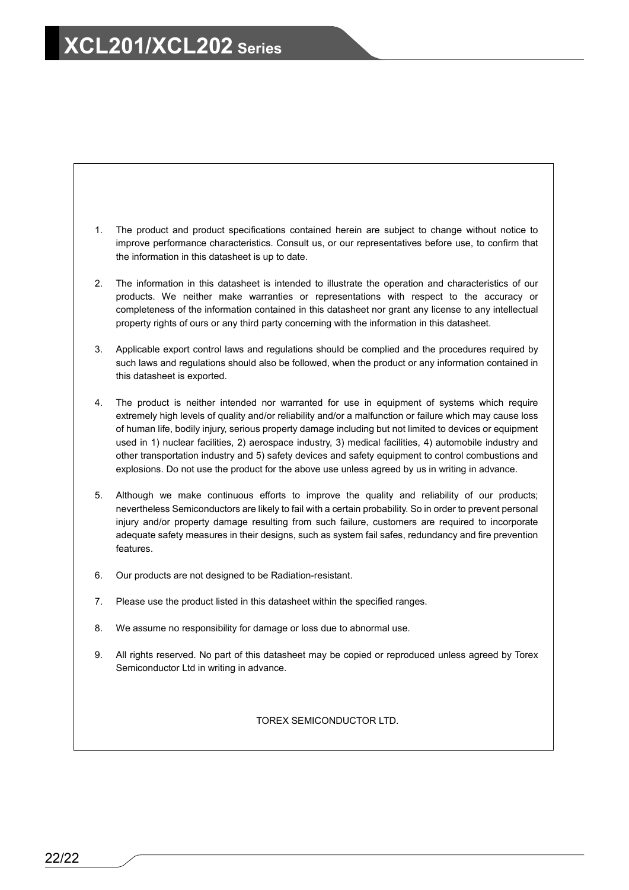1. The product and product specifications contained herein are subject to change without notice to improve performance characteristics. Consult us, or our representatives before use, to confirm that the information in this datasheet is up to date.

2. The information in this datasheet is intended to illustrate the operation and characteristics of our products. We neither make warranties or representations with respect to the accuracy or completeness of the information contained in this datasheet nor grant any license to any intellectual property rights of ours or any third party concerning with the information in this datasheet.

3. Applicable export control laws and regulations should be complied and the procedures required by such laws and regulations should also be followed, when the product or any information contained in this datasheet is exported.

4. The product is neither intended nor warranted for use in equipment of systems which require extremely high levels of quality and/or reliability and/or a malfunction or failure which may cause loss of human life, bodily injury, serious property damage including but not limited to devices or equipment used in 1) nuclear facilities, 2) aerospace industry, 3) medical facilities, 4) automobile industry and other transportation industry and 5) safety devices and safety equipment to control combustions and explosions. Do not use the product for the above use unless agreed by us in writing in advance.

5. Although we make continuous efforts to improve the quality and reliability of our products; nevertheless Semiconductors are likely to fail with a certain probability. So in order to prevent personal injury and/or property damage resulting from such failure, customers are required to incorporate adequate safety measures in their designs, such as system fail safes, redundancy and fire prevention features.

6. Our products are not designed to be Radiation-resistant.

7. Please use the product listed in this datasheet within the specified ranges.

8. We assume no responsibility for damage or loss due to abnormal use.

9. All rights reserved. No part of this datasheet may be copied or reproduced unless agreed by Torex Semiconductor Ltd in writing in advance.

TOREX SEMICONDUCTOR LTD.